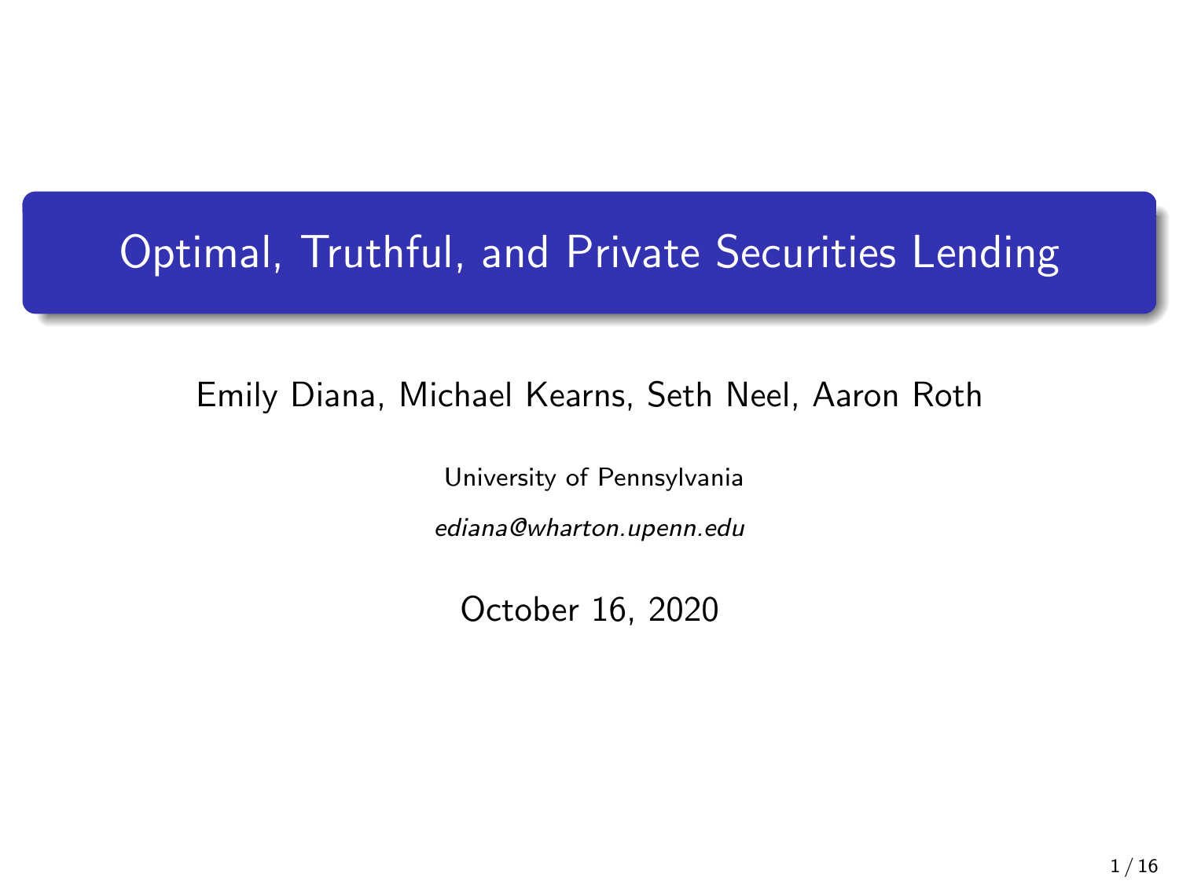# Optimal, Truthful, and Private Securities Lending

Emily Diana, Michael Kearns, Seth Neel, Aaron Roth

University of Pennsylvania

*ediana@wharton.upenn.edu*

October 16, 2020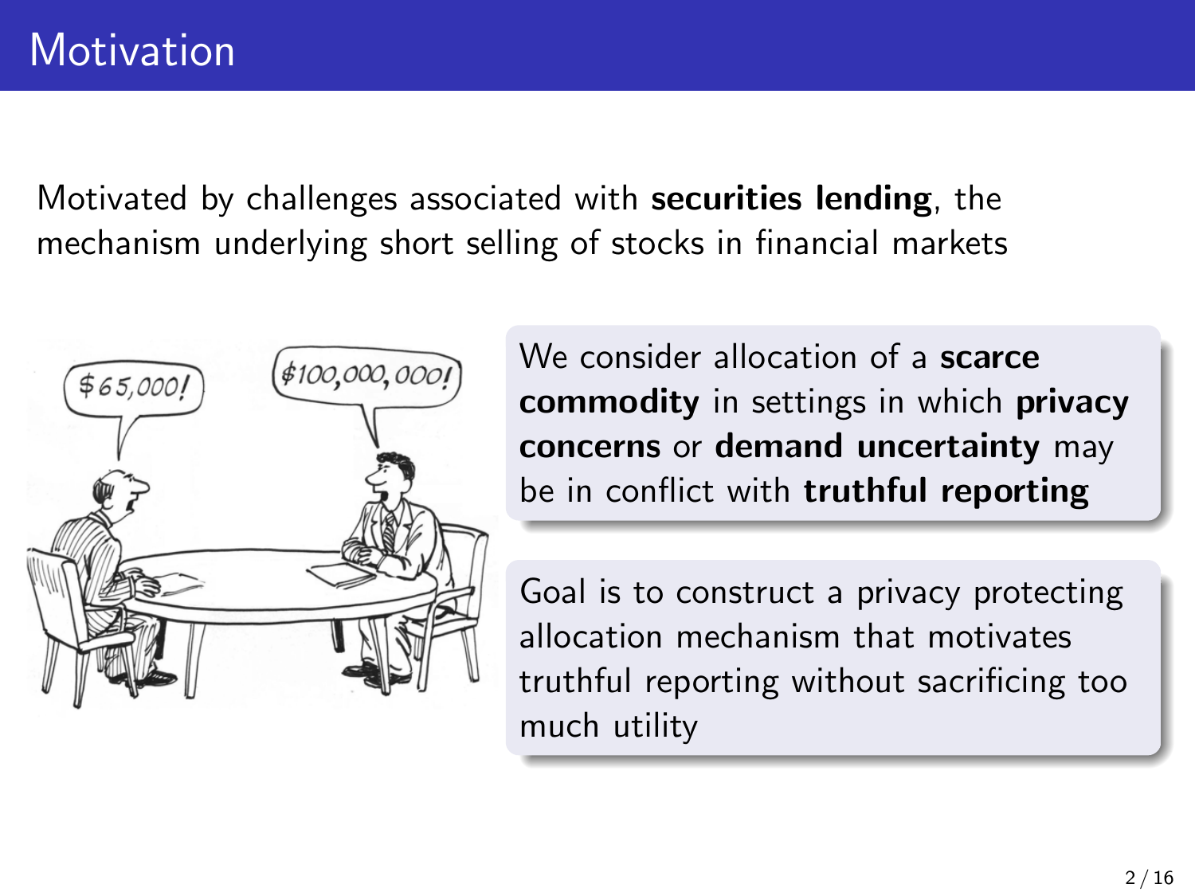# Motivation

Motivated by challenges associated with **securities lending**, the mechanism underlying short selling of stocks in financial markets

We consider allocation of a **scarce commodity** in settings in which **privacy concerns** or **demand uncertainty** may be in conflict with **truthful reporting**

Goal is to construct a privacy protecting allocation mechanism that motivates truthful reporting without sacrificing too much utility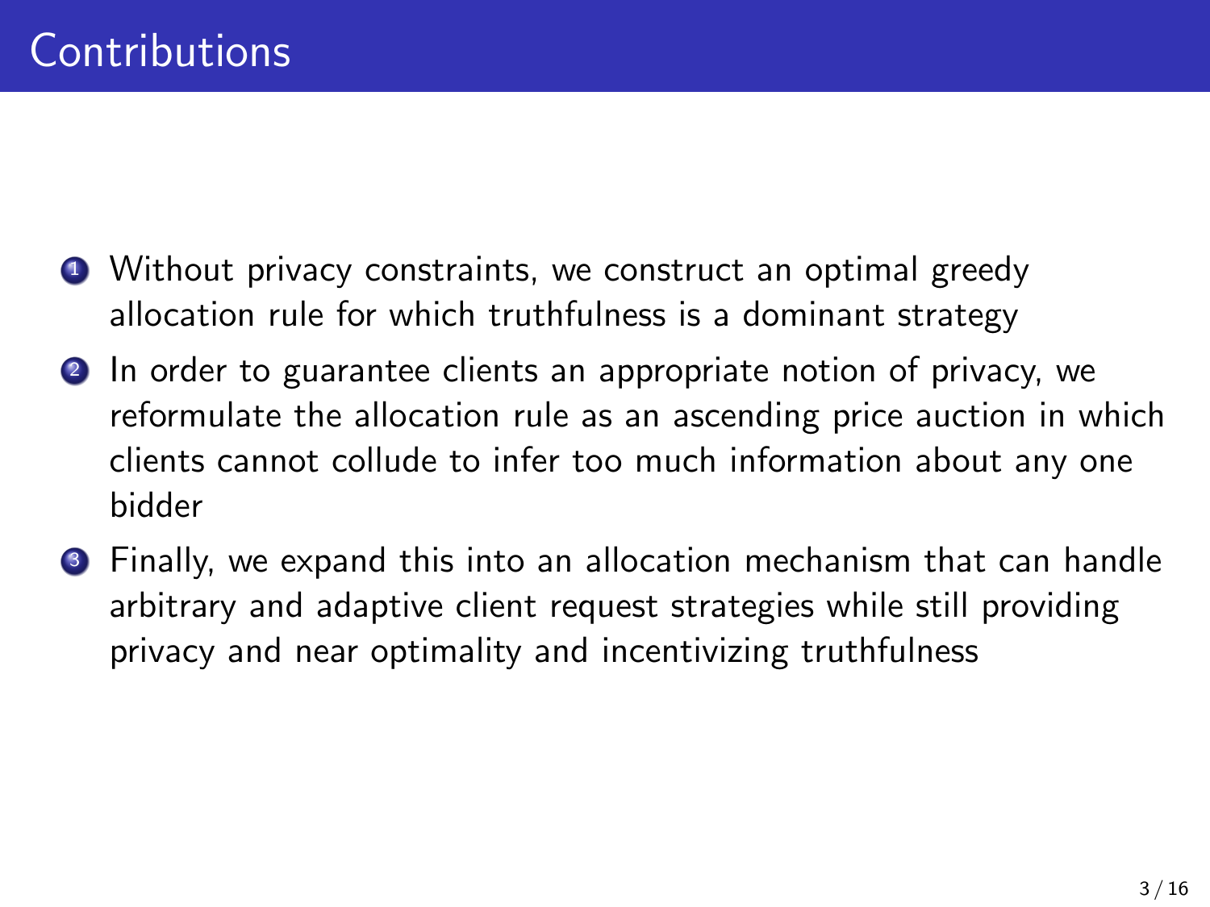# Contributions

1. Without privacy constraints, we construct an optimal greedy allocation rule for which truthfulness is a dominant strategy
2. In order to guarantee clients an appropriate notion of privacy, we reformulate the allocation rule as an ascending price auction in which clients cannot collude to infer too much information about any one bidder
3. Finally, we expand this into an allocation mechanism that can handle arbitrary and adaptive client request strategies while still providing privacy and near optimality and incentivizing truthfulness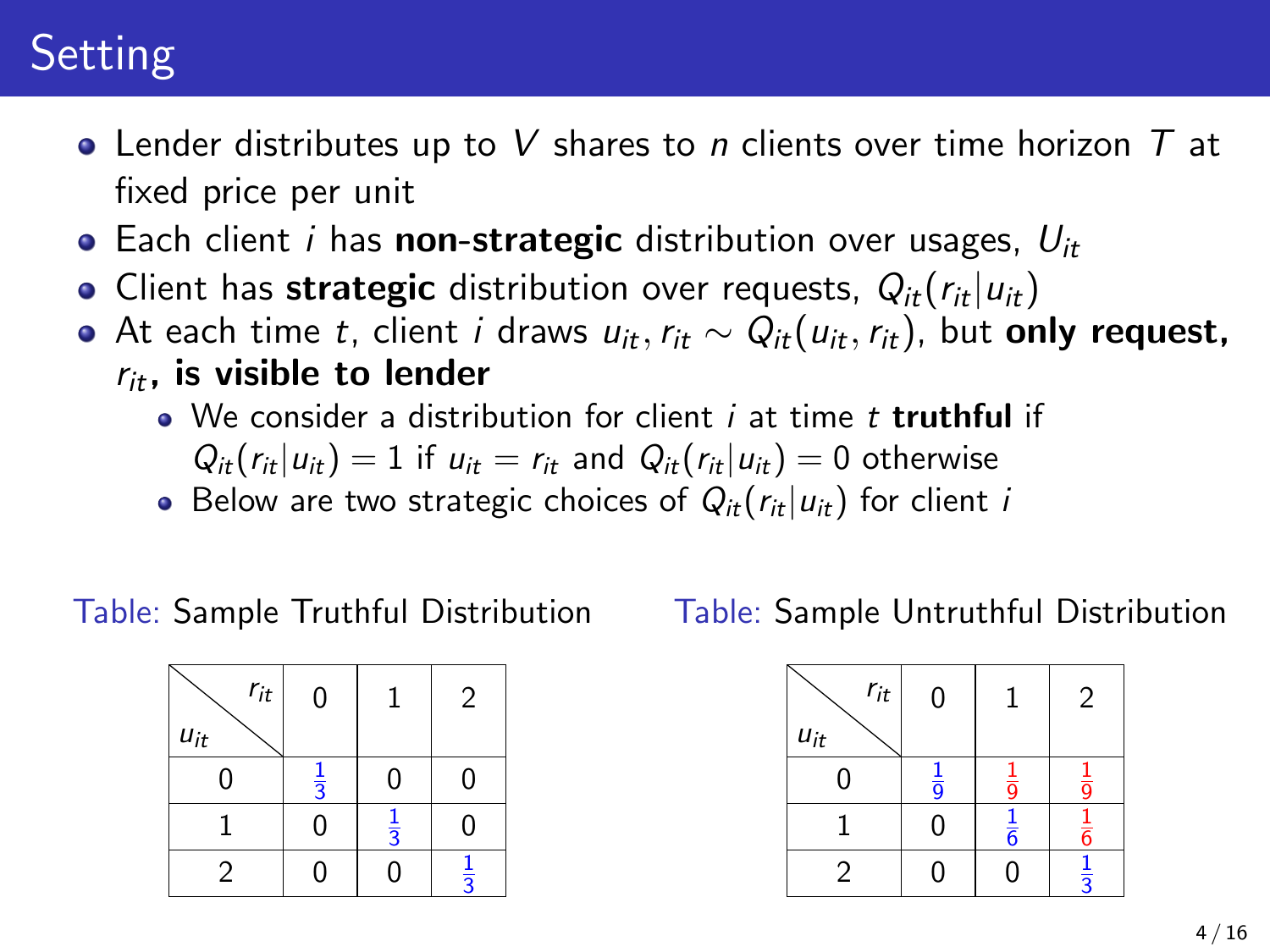# Setting

- Lender distributes up to $V$ shares to $n$ clients over time horizon $T$ at fixed price per unit
- Each client $i$ has **non-strategic** distribution over usages, $U_{it}$
- Client has **strategic** distribution over requests, $Q_{it}(r_{it}|u_{it})$
- At each time $t$, client $i$ draws $u_{it}, r_{it} \sim Q_{it}(u_{it}, r_{it})$, but **only request, $r_{it}$, is visible to lender**
  - We consider a distribution for client $i$ at time $t$ **truthful** if $Q_{it}(r_{it}|u_{it}) = 1$ if $u_{it} = r_{it}$ and $Q_{it}(r_{it}|u_{it}) = 0$ otherwise
  - Below are two strategic choices of $Q_{it}(r_{it}|u_{it})$ for client $i$

Table: Sample Truthful Distribution

| $u_{it}$ \ $r_{it}$ | 0 | 1 | 2 |
|---|---|---|---|
| 0 | $\frac{1}{3}$ | 0 | 0 |
| 1 | 0 | $\frac{1}{3}$ | 0 |
| 2 | 0 | 0 | $\frac{1}{3}$ |

Table: Sample Untruthful Distribution

| $u_{it}$ \ $r_{it}$ | 0 | 1 | 2 |
|---|---|---|---|
| 0 | $\frac{1}{9}$ | $\frac{1}{9}$ | $\frac{1}{9}$ |
| 1 | 0 | $\frac{1}{6}$ | $\frac{1}{6}$ |
| 2 | 0 | 0 | $\frac{1}{3}$ |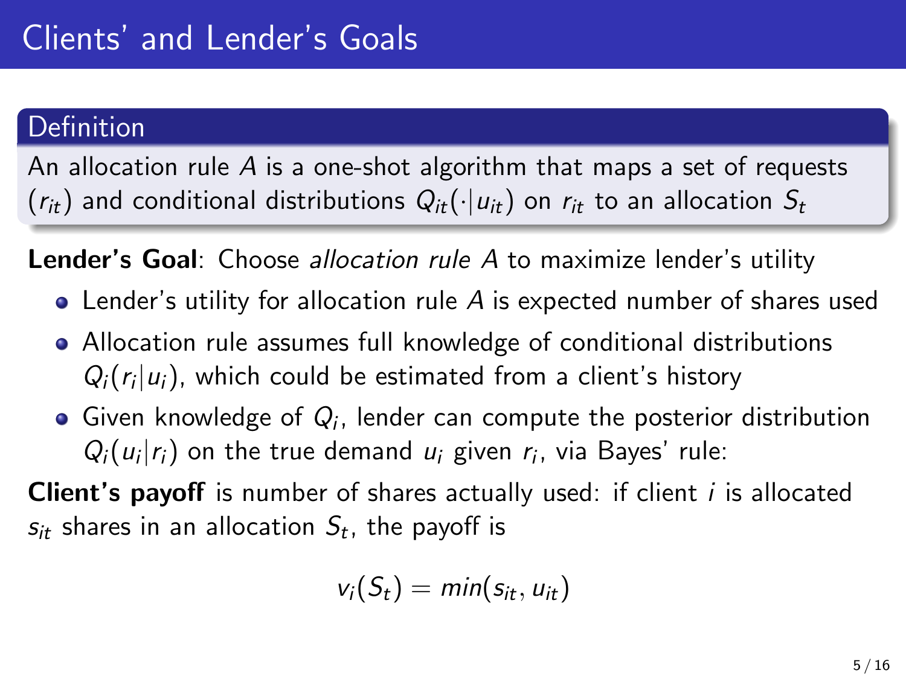# Clients' and Lender's Goals

**Definition**

An allocation rule $A$ is a one-shot algorithm that maps a set of requests $(r_{it})$ and conditional distributions $Q_{it}(\cdot|u_{it})$ on $r_{it}$ to an allocation $S_t$

**Lender's Goal**: Choose *allocation rule* $A$ to maximize lender's utility

- Lender's utility for allocation rule $A$ is expected number of shares used
- Allocation rule assumes full knowledge of conditional distributions $Q_i(r_i|u_i)$, which could be estimated from a client's history
- Given knowledge of $Q_i$, lender can compute the posterior distribution $Q_i(u_i|r_i)$ on the true demand $u_i$ given $r_i$, via Bayes' rule:

**Client's payoff** is number of shares actually used: if client $i$ is allocated $s_{it}$ shares in an allocation $S_t$, the payoff is

$$v_i(S_t) = min(s_{it}, u_{it})$$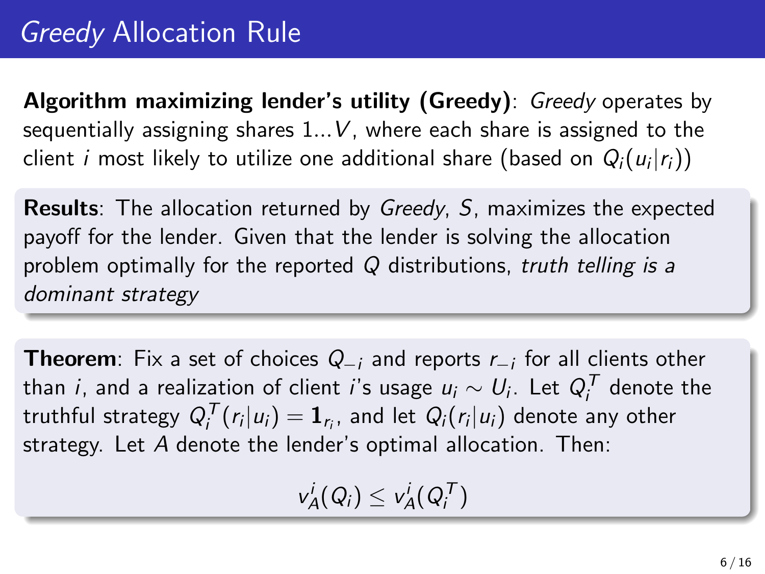# *Greedy* Allocation Rule

**Algorithm maximizing lender's utility (Greedy)**: *Greedy* operates by sequentially assigning shares $1 \ldots V$, where each share is assigned to the client $i$ most likely to utilize one additional share (based on $Q_i(u_i|r_i)$)

**Results**: The allocation returned by *Greedy*, $S$, maximizes the expected payoff for the lender. Given that the lender is solving the allocation problem optimally for the reported $Q$ distributions, *truth telling is a dominant strategy*

**Theorem**: Fix a set of choices $Q_{-i}$ and reports $r_{-i}$ for all clients other than $i$, and a realization of client $i$'s usage $u_i \sim U_i$. Let $Q_i^T$ denote the truthful strategy $Q_i^T(r_i|u_i) = \mathbf{1}_{r_i}$, and let $Q_i(r_i|u_i)$ denote any other strategy. Let $A$ denote the lender's optimal allocation. Then:

$$v_A^i(Q_i) \leq v_A^i(Q_i^T)$$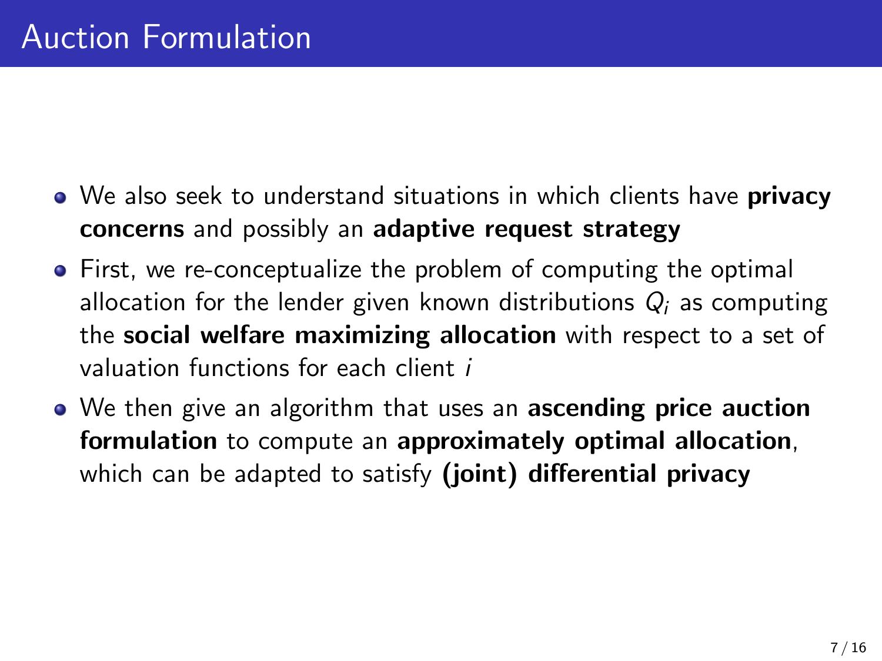# Auction Formulation

- We also seek to understand situations in which clients have **privacy concerns** and possibly an **adaptive request strategy**
- First, we re-conceptualize the problem of computing the optimal allocation for the lender given known distributions $Q_i$ as computing the **social welfare maximizing allocation** with respect to a set of valuation functions for each client $i$
- We then give an algorithm that uses an **ascending price auction formulation** to compute an **approximately optimal allocation**, which can be adapted to satisfy **(joint) differential privacy**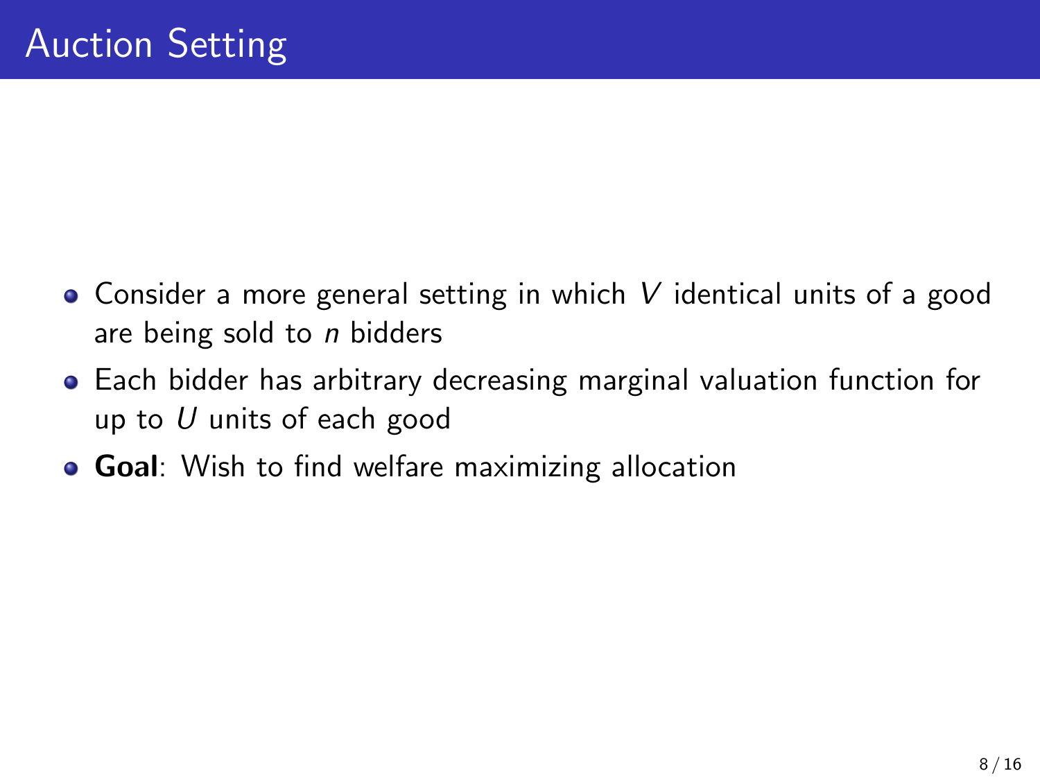# Auction Setting

- Consider a more general setting in which $V$ identical units of a good are being sold to $n$ bidders
- Each bidder has arbitrary decreasing marginal valuation function for up to $U$ units of each good
- **Goal**: Wish to find welfare maximizing allocation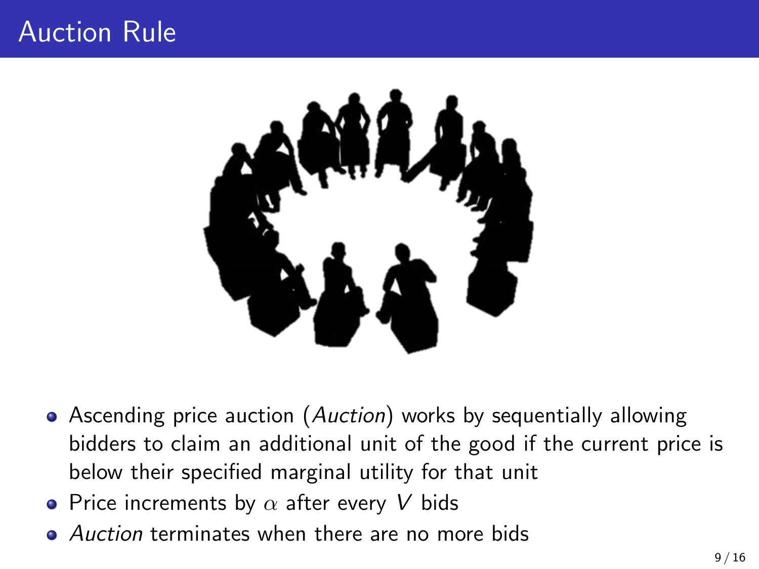# Auction Rule

- Ascending price auction (*Auction*) works by sequentially allowing bidders to claim an additional unit of the good if the current price is below their specified marginal utility for that unit
- Price increments by $\alpha$ after every $V$ bids
- *Auction* terminates when there are no more bids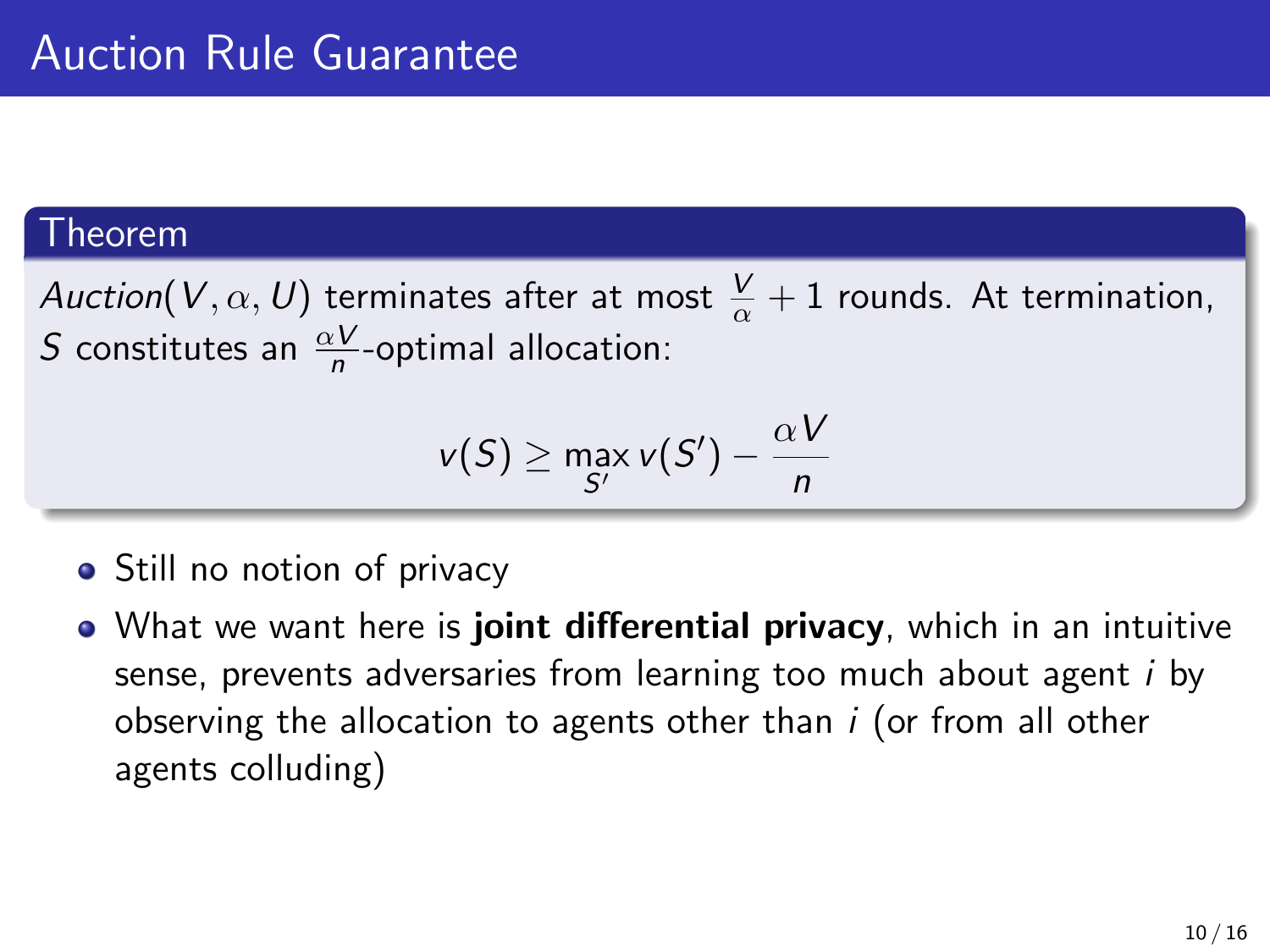# Auction Rule Guarantee

**Theorem**

*Auction*$(V, \alpha, U)$ terminates after at most $\frac{V}{\alpha} + 1$ rounds. At termination, $S$ constitutes an $\frac{\alpha V}{n}$-optimal allocation:

$$v(S) \geq \max_{S'} v(S') - \frac{\alpha V}{n}$$

- Still no notion of privacy
- What we want here is **joint differential privacy**, which in an intuitive sense, prevents adversaries from learning too much about agent $i$ by observing the allocation to agents other than $i$ (or from all other agents colluding)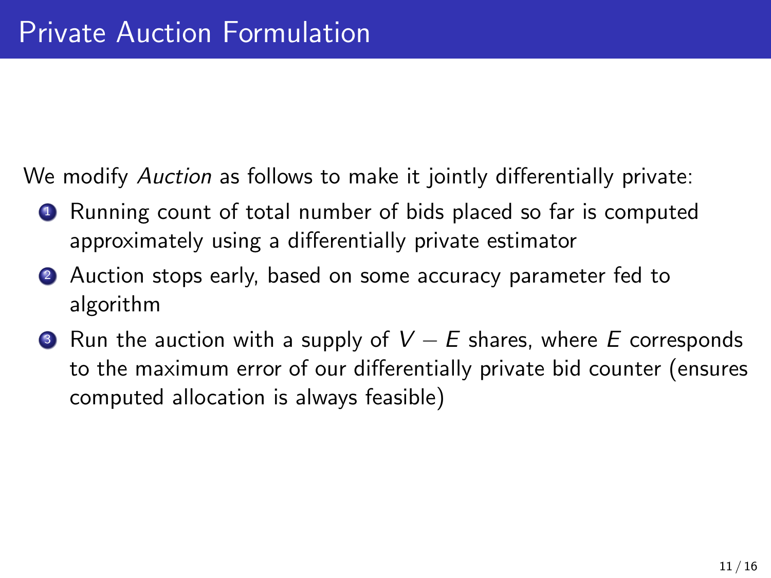# Private Auction Formulation

We modify *Auction* as follows to make it jointly differentially private:

1. Running count of total number of bids placed so far is computed approximately using a differentially private estimator
2. Auction stops early, based on some accuracy parameter fed to algorithm
3. Run the auction with a supply of $V - E$ shares, where $E$ corresponds to the maximum error of our differentially private bid counter (ensures computed allocation is always feasible)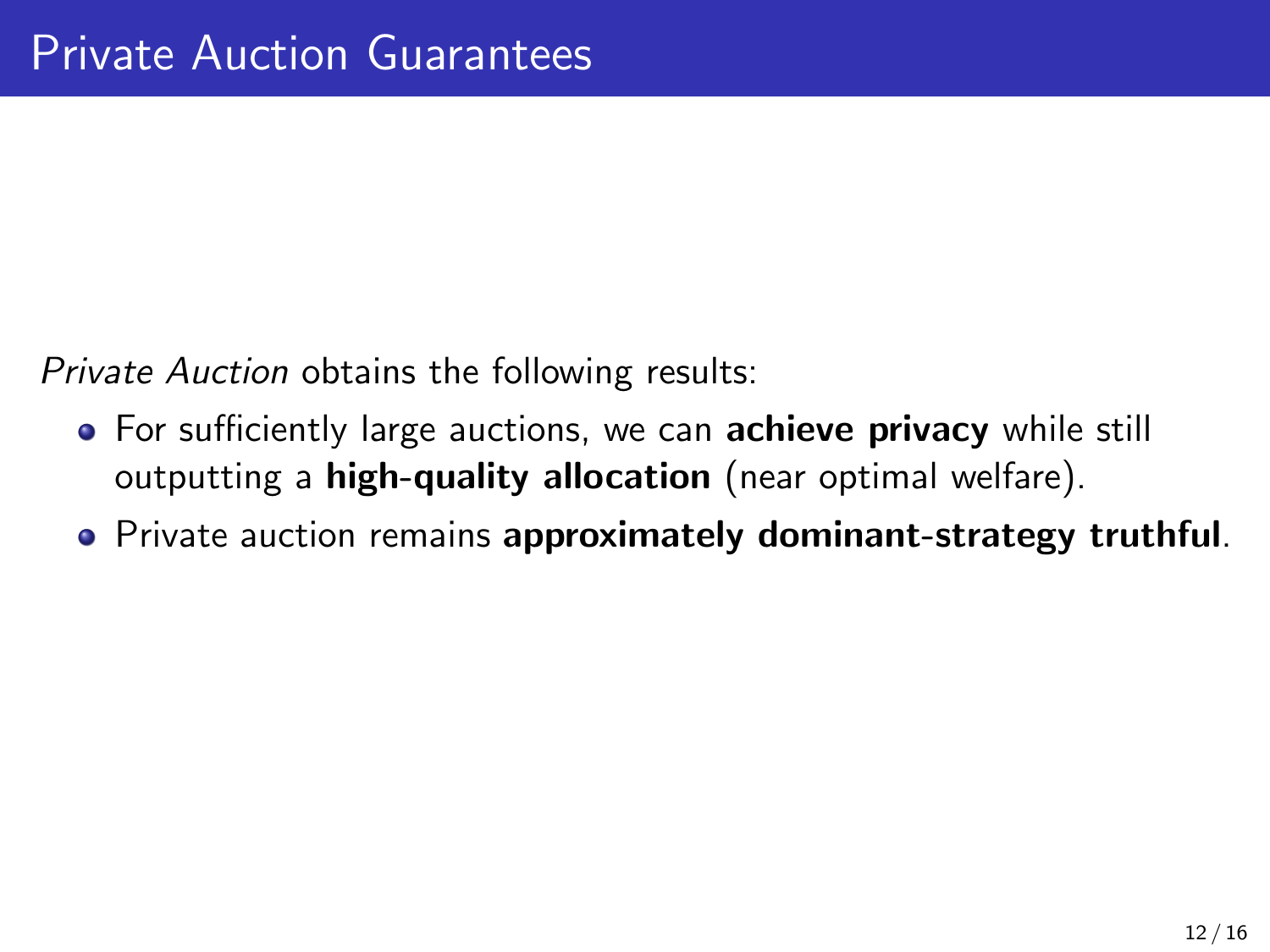# Private Auction Guarantees

*Private Auction* obtains the following results:

- For sufficiently large auctions, we can **achieve privacy** while still outputting a **high-quality allocation** (near optimal welfare).
- Private auction remains **approximately dominant-strategy truthful**.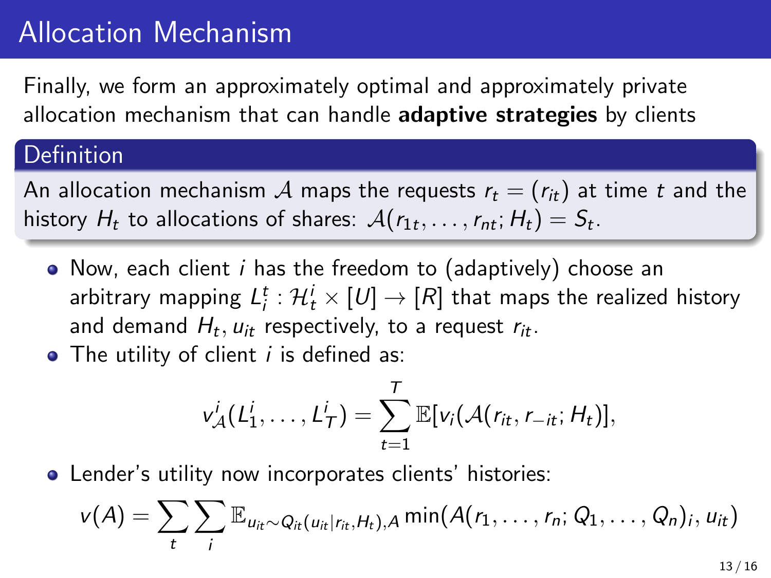# Allocation Mechanism

Finally, we form an approximately optimal and approximately private allocation mechanism that can handle **adaptive strategies** by clients

**Definition**

An allocation mechanism $\mathcal{A}$ maps the requests $r_t = (r_{it})$ at time $t$ and the history $H_t$ to allocations of shares: $\mathcal{A}(r_{1t}, \ldots, r_{nt}; H_t) = S_t$.

- Now, each client $i$ has the freedom to (adaptively) choose an arbitrary mapping $L_i^t : \mathcal{H}_t^i \times [U] \to [R]$ that maps the realized history and demand $H_t, u_{it}$ respectively, to a request $r_{it}$.
- The utility of client $i$ is defined as:

$$v_{\mathcal{A}}^i(L_1^i, \ldots, L_T^i) = \sum_{t=1}^{T} \mathbb{E}[v_i(\mathcal{A}(r_{it}, r_{-it}; H_t)],$$

- Lender's utility now incorporates clients' histories:

$$v(A) = \sum_t \sum_i \mathbb{E}_{u_{it} \sim Q_{it}(u_{it}|r_{it}, H_t), A} \min(A(r_1, \ldots, r_n; Q_1, \ldots, Q_n)_i, u_{it})$$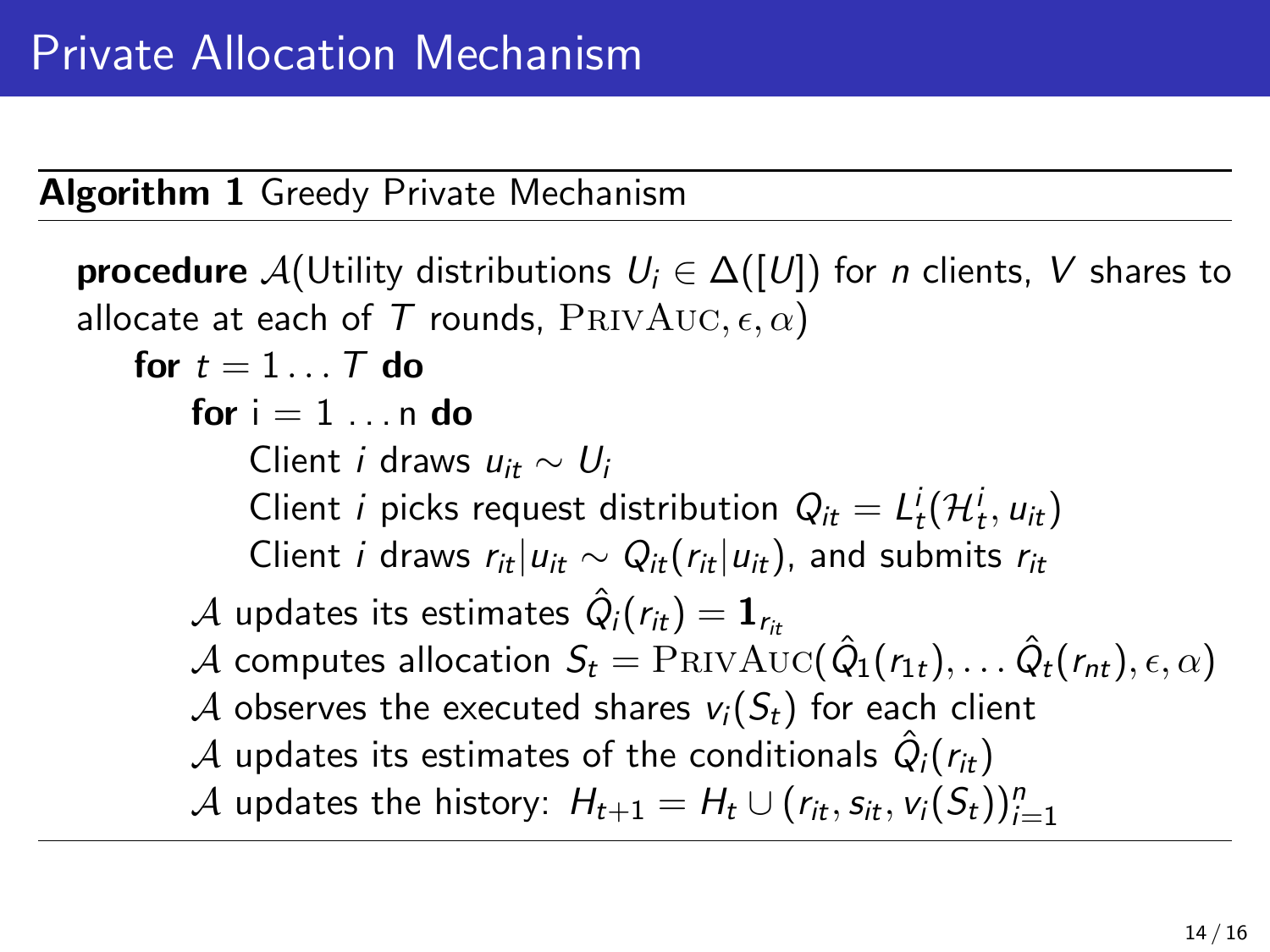# Private Allocation Mechanism

**Algorithm 1** Greedy Private Mechanism

**procedure** $\mathcal{A}$(Utility distributions $U_i \in \Delta([U])$ for $n$ clients, $V$ shares to allocate at each of $T$ rounds, $\textsc{PrivAuc}, \epsilon, \alpha$)

- **for** $t = 1 \ldots T$ **do**
  - **for** i = 1 . . . n **do**
    - Client $i$ draws $u_{it} \sim U_i$
    - Client $i$ picks request distribution $Q_{it} = L_t^i(\mathcal{H}_t^i, u_{it})$
    - Client $i$ draws $r_{it} | u_{it} \sim Q_{it}(r_{it} | u_{it})$, and submits $r_{it}$
  - $\mathcal{A}$ updates its estimates $\hat{Q}_i(r_{it}) = \mathbf{1}_{r_{it}}$
  - $\mathcal{A}$ computes allocation $S_t = \textsc{PrivAuc}(\hat{Q}_1(r_{1t}), \ldots \hat{Q}_t(r_{nt}), \epsilon, \alpha)$
  - $\mathcal{A}$ observes the executed shares $v_i(S_t)$ for each client
  - $\mathcal{A}$ updates its estimates of the conditionals $\hat{Q}_i(r_{it})$
  - $\mathcal{A}$ updates the history: $H_{t+1} = H_t \cup (r_{it}, s_{it}, v_i(S_t))_{i=1}^n$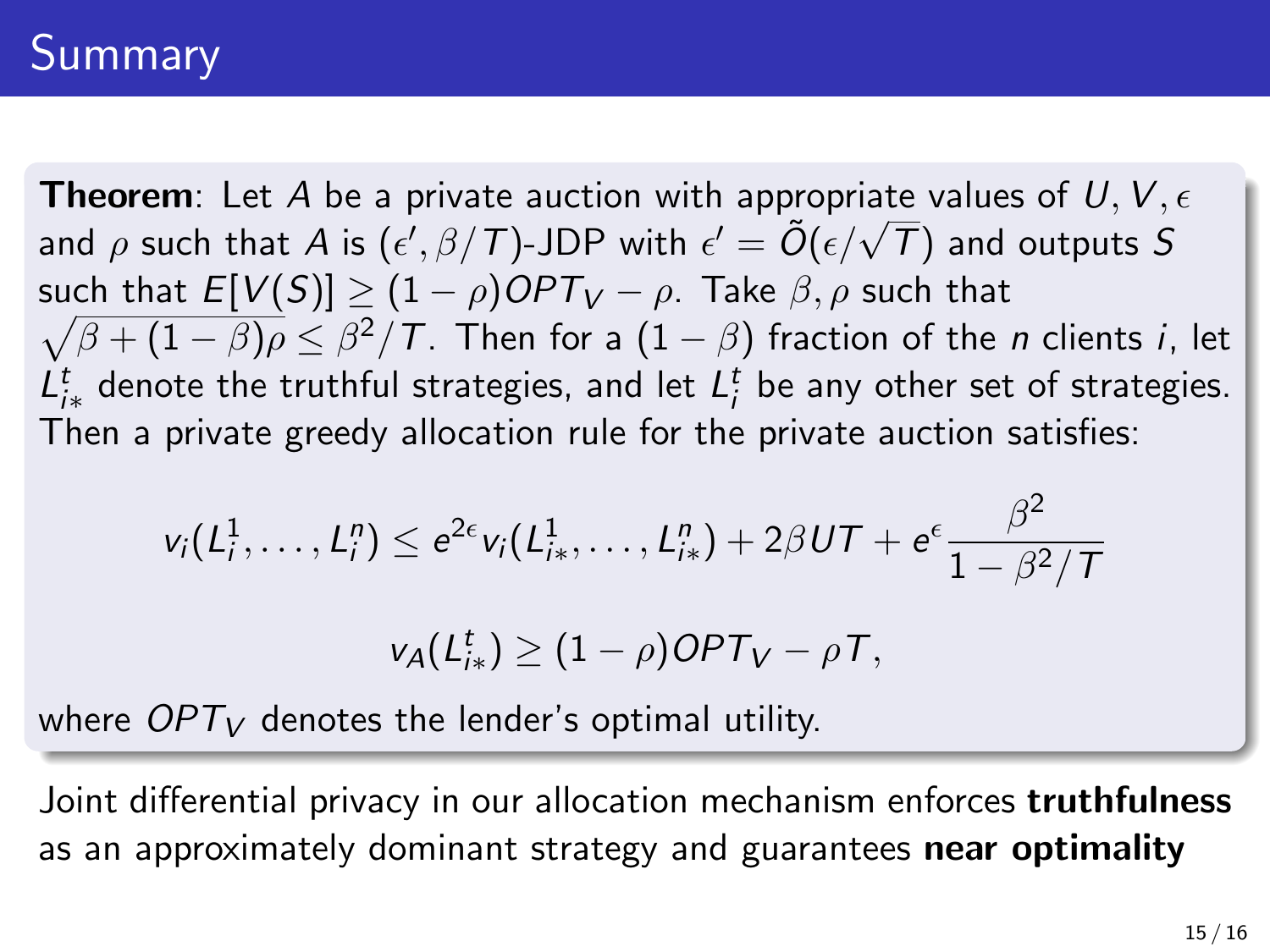# Summary

**Theorem**: Let $A$ be a private auction with appropriate values of $U, V, \epsilon$ and $\rho$ such that $A$ is $(\epsilon', \beta/T)$-JDP with $\epsilon' = \tilde{O}(\epsilon/\sqrt{T})$ and outputs $S$ such that $E[V(S)] \geq (1-\rho)OPT_V - \rho$. Take $\beta, \rho$ such that $\sqrt{\beta + (1-\beta)\rho} \leq \beta^2/T$. Then for a $(1-\beta)$ fraction of the $n$ clients $i$, let $L^t_{i*}$ denote the truthful strategies, and let $L^t_i$ be any other set of strategies. Then a private greedy allocation rule for the private auction satisfies:

$$v_i(L^1_i, \ldots, L^n_i) \leq e^{2\epsilon} v_i(L^1_{i*}, \ldots, L^n_{i*}) + 2\beta U T + e^{\epsilon} \frac{\beta^2}{1 - \beta^2/T}$$

$$v_A(L^t_{i*}) \geq (1-\rho)OPT_V - \rho T,$$

where $OPT_V$ denotes the lender's optimal utility.

Joint differential privacy in our allocation mechanism enforces **truthfulness** as an approximately dominant strategy and guarantees **near optimality**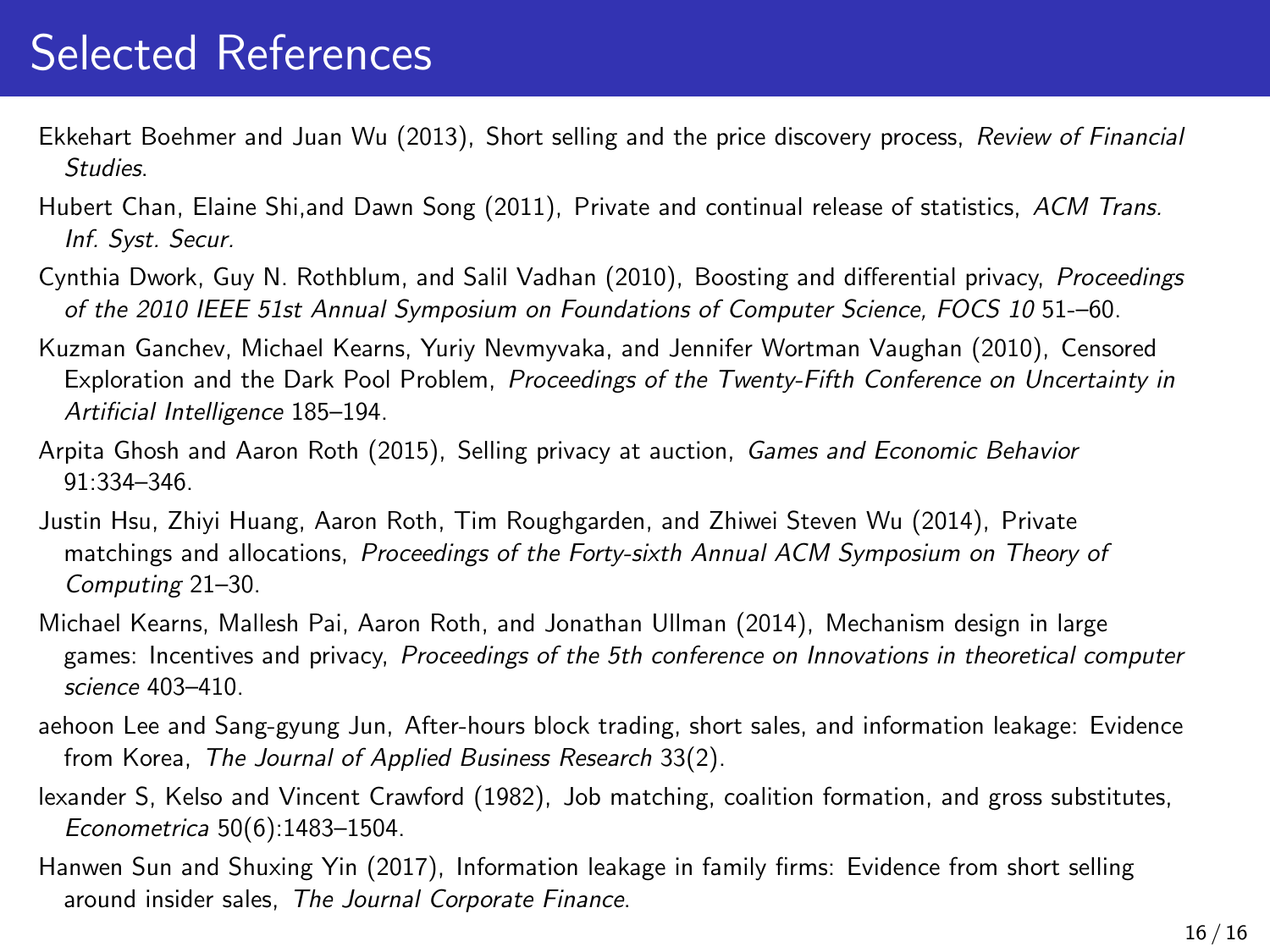# Selected References

Ekkehart Boehmer and Juan Wu (2013), Short selling and the price discovery process, *Review of Financial Studies*.

Hubert Chan, Elaine Shi,and Dawn Song (2011), Private and continual release of statistics, *ACM Trans. Inf. Syst. Secur.*

Cynthia Dwork, Guy N. Rothblum, and Salil Vadhan (2010), Boosting and differential privacy, *Proceedings of the 2010 IEEE 51st Annual Symposium on Foundations of Computer Science, FOCS 10* 51-–60.

Kuzman Ganchev, Michael Kearns, Yuriy Nevmyvaka, and Jennifer Wortman Vaughan (2010), Censored Exploration and the Dark Pool Problem, *Proceedings of the Twenty-Fifth Conference on Uncertainty in Artificial Intelligence* 185–194.

Arpita Ghosh and Aaron Roth (2015), Selling privacy at auction, *Games and Economic Behavior* 91:334–346.

Justin Hsu, Zhiyi Huang, Aaron Roth, Tim Roughgarden, and Zhiwei Steven Wu (2014), Private matchings and allocations, *Proceedings of the Forty-sixth Annual ACM Symposium on Theory of Computing* 21–30.

Michael Kearns, Mallesh Pai, Aaron Roth, and Jonathan Ullman (2014), Mechanism design in large games: Incentives and privacy, *Proceedings of the 5th conference on Innovations in theoretical computer science* 403–410.

aehoon Lee and Sang-gyung Jun, After-hours block trading, short sales, and information leakage: Evidence from Korea, *The Journal of Applied Business Research* 33(2).

lexander S, Kelso and Vincent Crawford (1982), Job matching, coalition formation, and gross substitutes, *Econometrica* 50(6):1483–1504.

Hanwen Sun and Shuxing Yin (2017), Information leakage in family firms: Evidence from short selling around insider sales, *The Journal Corporate Finance*.